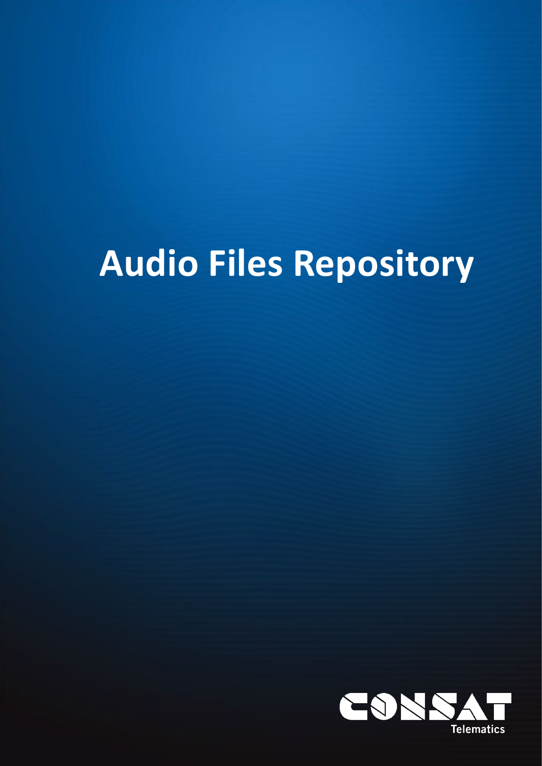# Audio Files Repository

CONSAT

Telematics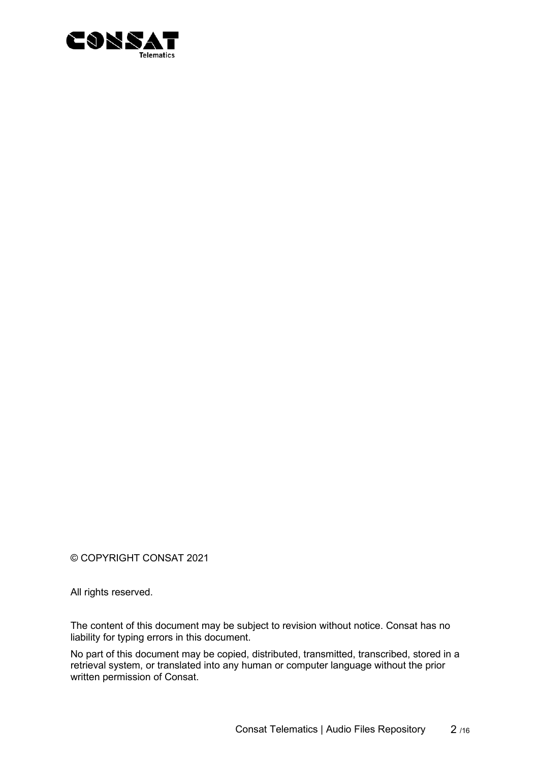© COPYRIGHT CONSAT 2021

All rights reserved.

The content of this document may be subject to revision without notice. Consat has no liability for typing errors in this document.

No part of this document may be copied, distributed, transmitted, transcribed, stored in a retrieval system, or translated into any human or computer language without the prior written permission of Consat.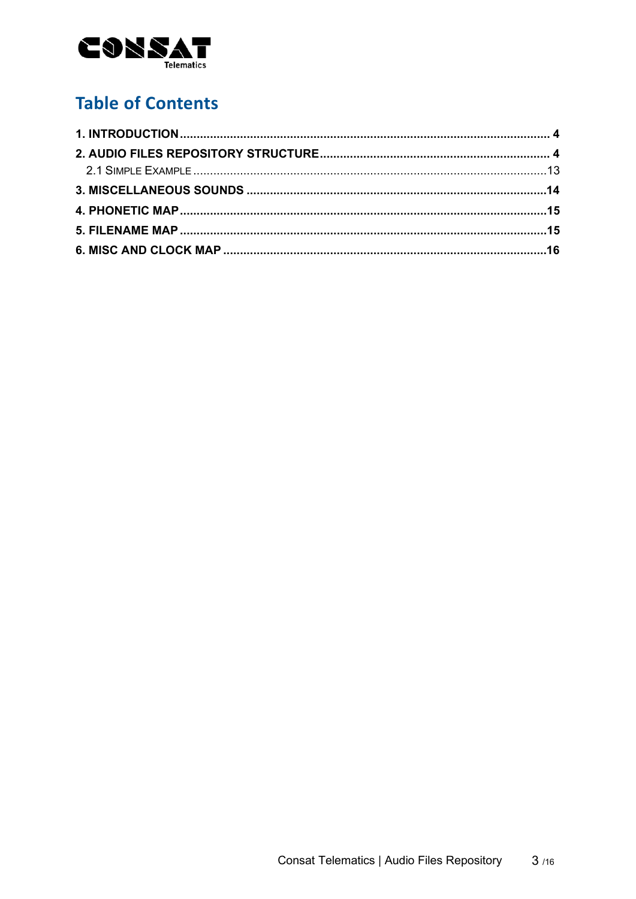# Table of Contents

**1. INTRODUCTION** .......... **4**

**2. AUDIO FILES REPOSITORY STRUCTURE** .......... **4**

2.1 SIMPLE EXAMPLE .......... 13

**3. MISCELLANEOUS SOUNDS** .......... **14**

**4. PHONETIC MAP** .......... **15**

**5. FILENAME MAP** .......... **15**

**6. MISC AND CLOCK MAP** .......... **16**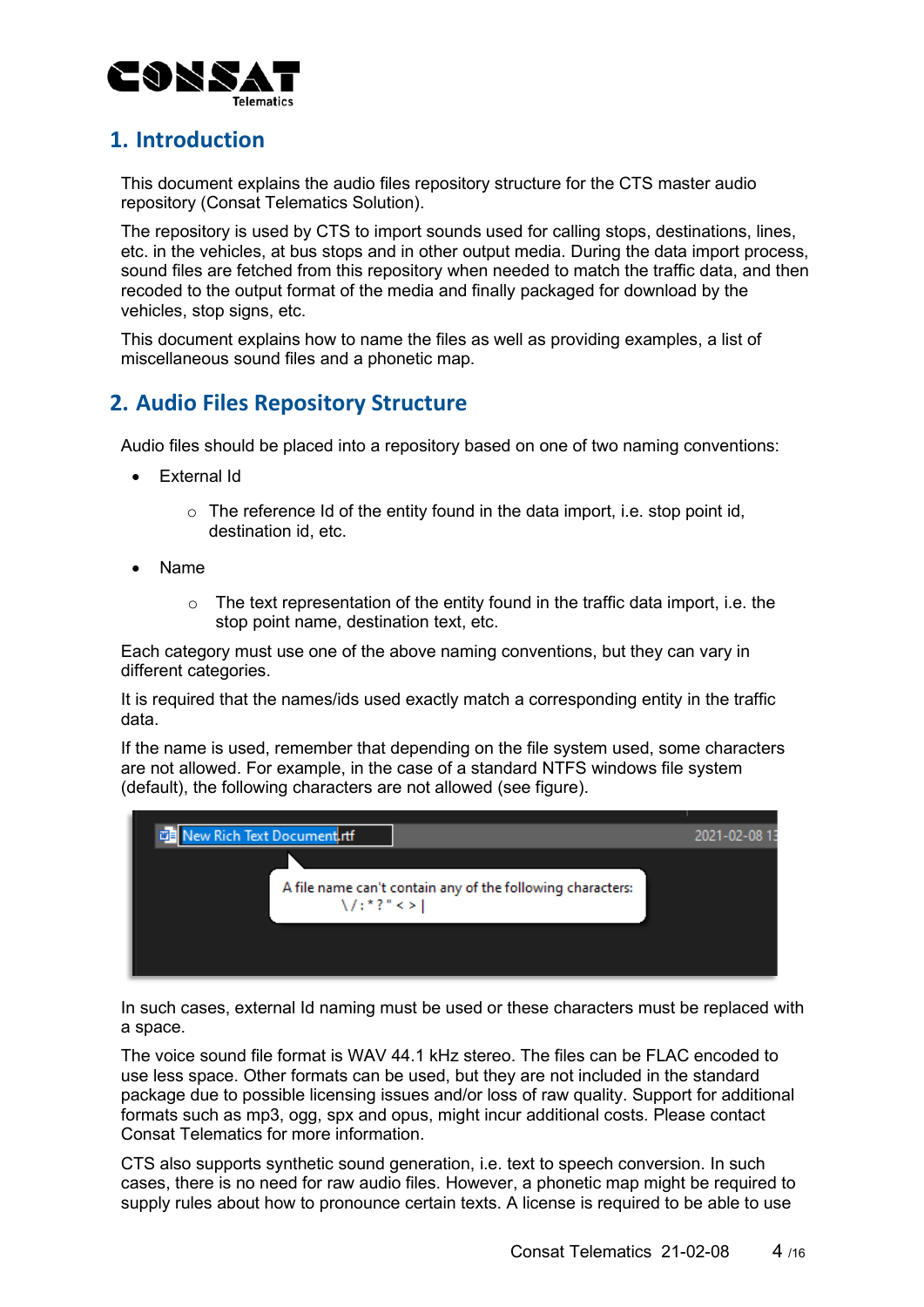## 1. Introduction

This document explains the audio files repository structure for the CTS master audio repository (Consat Telematics Solution).

The repository is used by CTS to import sounds used for calling stops, destinations, lines, etc. in the vehicles, at bus stops and in other output media. During the data import process, sound files are fetched from this repository when needed to match the traffic data, and then recoded to the output format of the media and finally packaged for download by the vehicles, stop signs, etc.

This document explains how to name the files as well as providing examples, a list of miscellaneous sound files and a phonetic map.

## 2. Audio Files Repository Structure

Audio files should be placed into a repository based on one of two naming conventions:

- External Id
  - The reference Id of the entity found in the data import, i.e. stop point id, destination id, etc.
- Name
  - The text representation of the entity found in the traffic data import, i.e. the stop point name, destination text, etc.

Each category must use one of the above naming conventions, but they can vary in different categories.

It is required that the names/ids used exactly match a corresponding entity in the traffic data.

If the name is used, remember that depending on the file system used, some characters are not allowed. For example, in the case of a standard NTFS windows file system (default), the following characters are not allowed (see figure).

New Rich Text Document.rtf

A file name can't contain any of the following characters:
\ / : * ? " < > |

In such cases, external Id naming must be used or these characters must be replaced with a space.

The voice sound file format is WAV 44.1 kHz stereo. The files can be FLAC encoded to use less space. Other formats can be used, but they are not included in the standard package due to possible licensing issues and/or loss of raw quality. Support for additional formats such as mp3, ogg, spx and opus, might incur additional costs. Please contact Consat Telematics for more information.

CTS also supports synthetic sound generation, i.e. text to speech conversion. In such cases, there is no need for raw audio files. However, a phonetic map might be required to supply rules about how to pronounce certain texts. A license is required to be able to use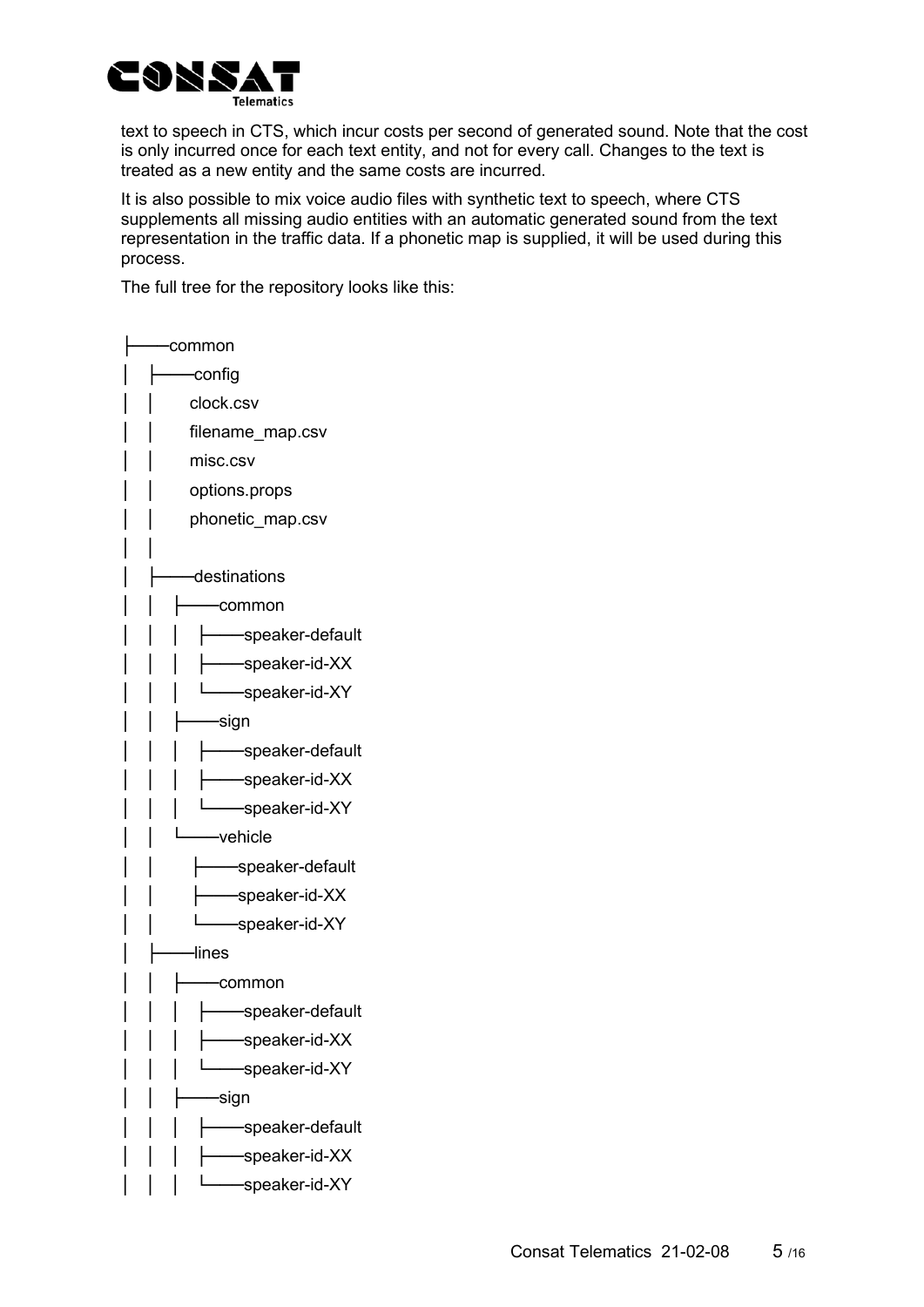text to speech in CTS, which incur costs per second of generated sound. Note that the cost is only incurred once for each text entity, and not for every call. Changes to the text is treated as a new entity and the same costs are incurred.

It is also possible to mix voice audio files with synthetic text to speech, where CTS supplements all missing audio entities with an automatic generated sound from the text representation in the traffic data. If a phonetic map is supplied, it will be used during this process.

The full tree for the repository looks like this:

```
├───common
│   ├───config
│   │       clock.csv
│   │       filename_map.csv
│   │       misc.csv
│   │       options.props
│   │       phonetic_map.csv
│   │
│   ├───destinations
│   │   ├───common
│   │   │   ├───speaker-default
│   │   │   ├───speaker-id-XX
│   │   │   └───speaker-id-XY
│   │   ├───sign
│   │   │   ├───speaker-default
│   │   │   ├───speaker-id-XX
│   │   │   └───speaker-id-XY
│   │   └───vehicle
│   │       ├───speaker-default
│   │       ├───speaker-id-XX
│   │       └───speaker-id-XY
│   ├───lines
│   │   ├───common
│   │   │   ├───speaker-default
│   │   │   ├───speaker-id-XX
│   │   │   └───speaker-id-XY
│   │   ├───sign
│   │   │   ├───speaker-default
│   │   │   ├───speaker-id-XX
│   │   │   └───speaker-id-XY
```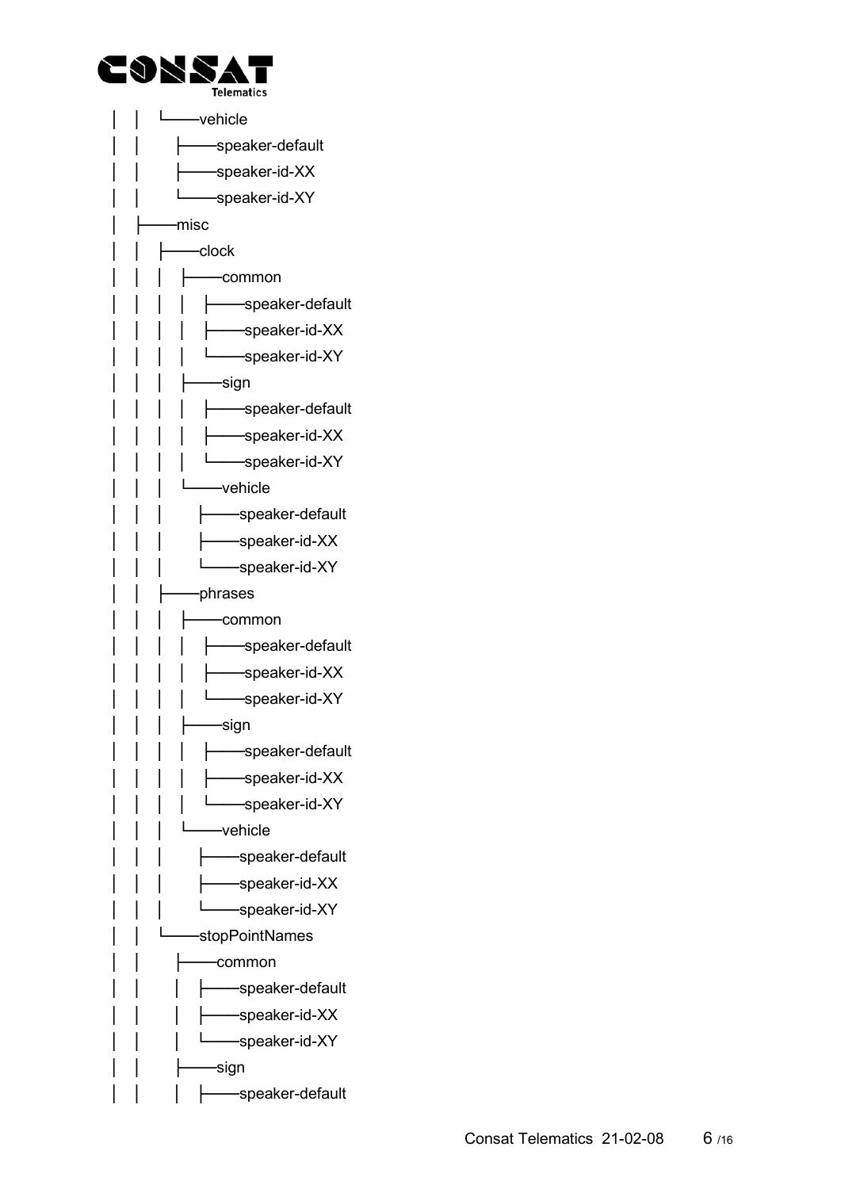```
│   │   └───vehicle
│   │       ├───speaker-default
│   │       ├───speaker-id-XX
│   │       └───speaker-id-XY
│   ├───misc
│   │   ├───clock
│   │   │   ├───common
│   │   │   │   ├───speaker-default
│   │   │   │   ├───speaker-id-XX
│   │   │   │   └───speaker-id-XY
│   │   │   ├───sign
│   │   │   │   ├───speaker-default
│   │   │   │   ├───speaker-id-XX
│   │   │   │   └───speaker-id-XY
│   │   │   └───vehicle
│   │   │       ├───speaker-default
│   │   │       ├───speaker-id-XX
│   │   │       └───speaker-id-XY
│   │   ├───phrases
│   │   │   ├───common
│   │   │   │   ├───speaker-default
│   │   │   │   ├───speaker-id-XX
│   │   │   │   └───speaker-id-XY
│   │   │   ├───sign
│   │   │   │   ├───speaker-default
│   │   │   │   ├───speaker-id-XX
│   │   │   │   └───speaker-id-XY
│   │   │   └───vehicle
│   │   │       ├───speaker-default
│   │   │       ├───speaker-id-XX
│   │   │       └───speaker-id-XY
│   │   └───stopPointNames
│   │       ├───common
│   │       │   ├───speaker-default
│   │       │   ├───speaker-id-XX
│   │       │   └───speaker-id-XY
│   │       ├───sign
│   │       │   ├───speaker-default
```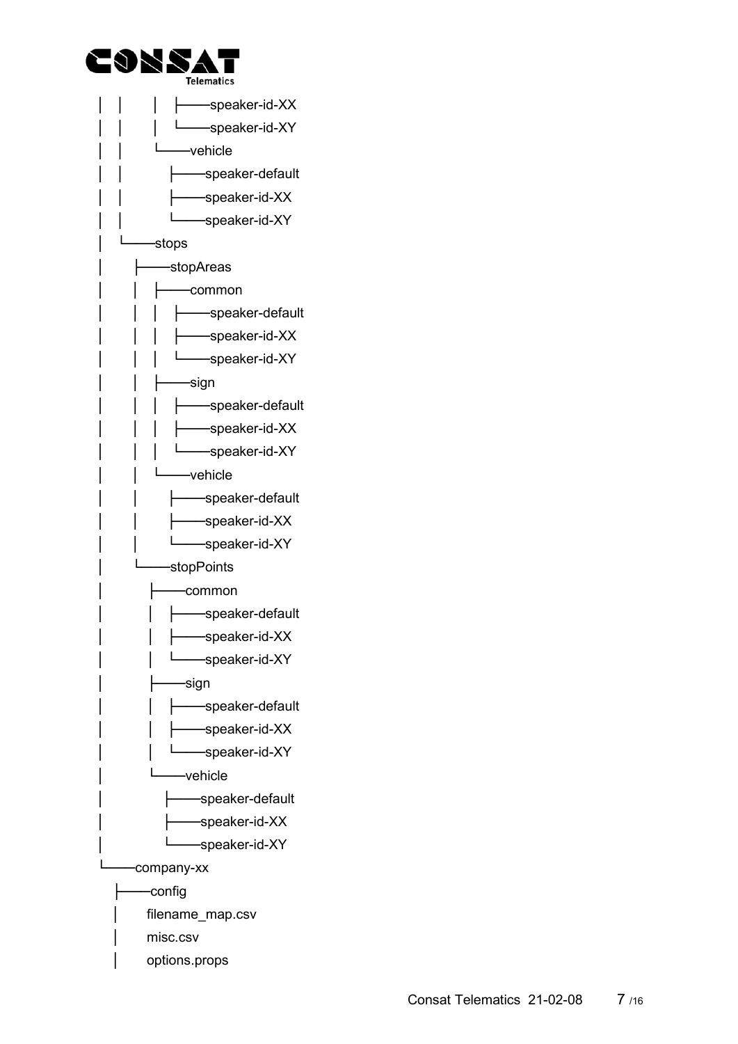```
│   │       │   ├───speaker-id-XX
│   │       │   └───speaker-id-XY
│   │       └───vehicle
│   │           ├───speaker-default
│   │           ├───speaker-id-XX
│   │           └───speaker-id-XY
│   └───stops
│       ├───stopAreas
│       │   ├───common
│       │   │   ├───speaker-default
│       │   │   ├───speaker-id-XX
│       │   │   └───speaker-id-XY
│       │   ├───sign
│       │   │   ├───speaker-default
│       │   │   ├───speaker-id-XX
│       │   │   └───speaker-id-XY
│       │   └───vehicle
│       │       ├───speaker-default
│       │       ├───speaker-id-XX
│       │       └───speaker-id-XY
│       └───stopPoints
│           ├───common
│           │   ├───speaker-default
│           │   ├───speaker-id-XX
│           │   └───speaker-id-XY
│           ├───sign
│           │   ├───speaker-default
│           │   ├───speaker-id-XX
│           │   └───speaker-id-XY
│           └───vehicle
│               ├───speaker-default
│               ├───speaker-id-XX
│               └───speaker-id-XY
└───company-xx
    ├───config
    │       filename_map.csv
    │       misc.csv
    │       options.props
```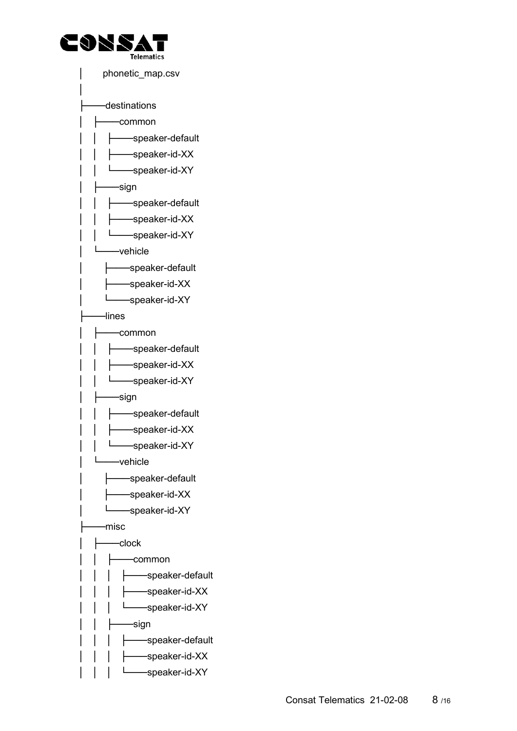```
│      phonetic_map.csv
│
├──destinations
│   ├──common
│   │   ├──speaker-default
│   │   ├──speaker-id-XX
│   │   └──speaker-id-XY
│   ├──sign
│   │   ├──speaker-default
│   │   ├──speaker-id-XX
│   │   └──speaker-id-XY
│   └──vehicle
│       ├──speaker-default
│       ├──speaker-id-XX
│       └──speaker-id-XY
├──lines
│   ├──common
│   │   ├──speaker-default
│   │   ├──speaker-id-XX
│   │   └──speaker-id-XY
│   ├──sign
│   │   ├──speaker-default
│   │   ├──speaker-id-XX
│   │   └──speaker-id-XY
│   └──vehicle
│       ├──speaker-default
│       ├──speaker-id-XX
│       └──speaker-id-XY
├──misc
│   ├──clock
│   │   ├──common
│   │   │   ├──speaker-default
│   │   │   ├──speaker-id-XX
│   │   │   └──speaker-id-XY
│   │   ├──sign
│   │   │   ├──speaker-default
│   │   │   ├──speaker-id-XX
│   │   │   └──speaker-id-XY
```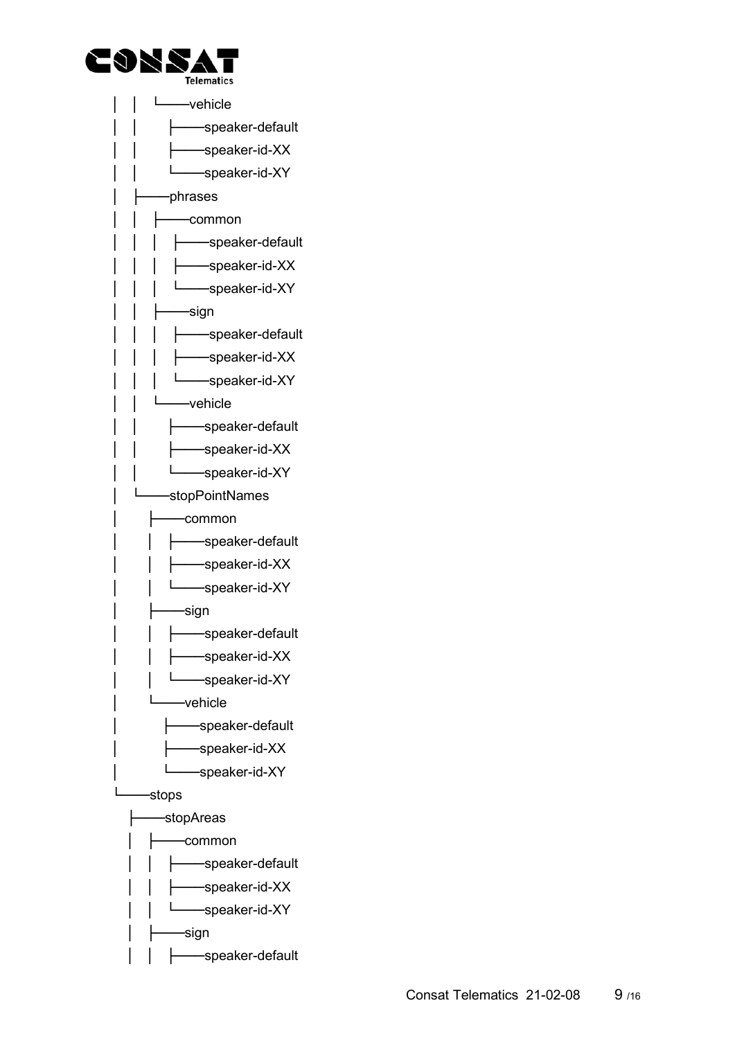```
│   │   └───vehicle
│   │       ├───speaker-default
│   │       ├───speaker-id-XX
│   │       └───speaker-id-XY
│   ├───phrases
│   │   ├───common
│   │   │   ├───speaker-default
│   │   │   ├───speaker-id-XX
│   │   │   └───speaker-id-XY
│   │   ├───sign
│   │   │   ├───speaker-default
│   │   │   ├───speaker-id-XX
│   │   │   └───speaker-id-XY
│   │   └───vehicle
│   │       ├───speaker-default
│   │       ├───speaker-id-XX
│   │       └───speaker-id-XY
│   └───stopPointNames
│       ├───common
│       │   ├───speaker-default
│       │   ├───speaker-id-XX
│       │   └───speaker-id-XY
│       ├───sign
│       │   ├───speaker-default
│       │   ├───speaker-id-XX
│       │   └───speaker-id-XY
│       └───vehicle
│           ├───speaker-default
│           ├───speaker-id-XX
│           └───speaker-id-XY
└───stops
    ├───stopAreas
    │   ├───common
    │   │   ├───speaker-default
    │   │   ├───speaker-id-XX
    │   │   └───speaker-id-XY
    │   ├───sign
    │   │   ├───speaker-default
```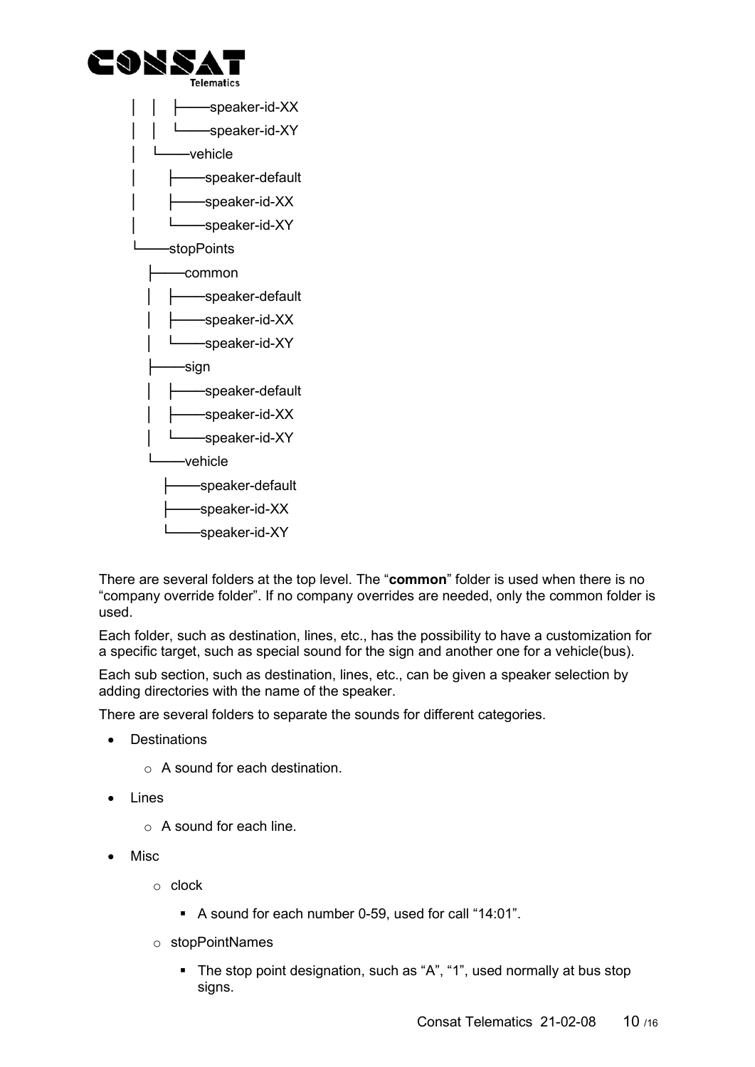```
│   │   ├───speaker-id-XX
│   │   └───speaker-id-XY
│   └───vehicle
│       ├───speaker-default
│       ├───speaker-id-XX
│       └───speaker-id-XY
└───stopPoints
    ├───common
    │   ├───speaker-default
    │   ├───speaker-id-XX
    │   └───speaker-id-XY
    ├───sign
    │   ├───speaker-default
    │   ├───speaker-id-XX
    │   └───speaker-id-XY
    └───vehicle
        ├───speaker-default
        ├───speaker-id-XX
        └───speaker-id-XY
```

There are several folders at the top level. The "**common**" folder is used when there is no "company override folder". If no company overrides are needed, only the common folder is used.

Each folder, such as destination, lines, etc., has the possibility to have a customization for a specific target, such as special sound for the sign and another one for a vehicle(bus).

Each sub section, such as destination, lines, etc., can be given a speaker selection by adding directories with the name of the speaker.

There are several folders to separate the sounds for different categories.

- Destinations
  - A sound for each destination.
- Lines
  - A sound for each line.
- Misc
  - clock
    - A sound for each number 0-59, used for call "14:01".
  - stopPointNames
    - The stop point designation, such as "A", "1", used normally at bus stop signs.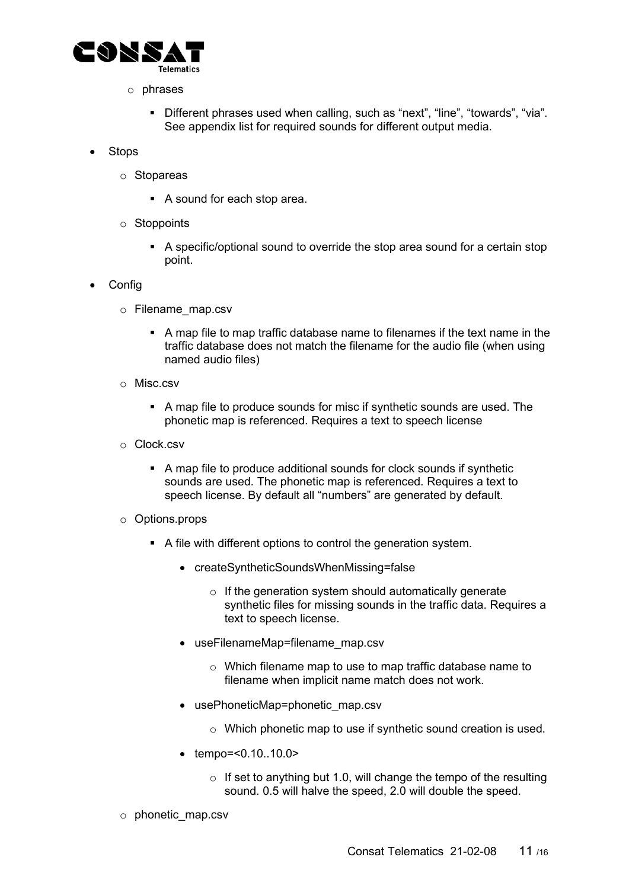- phrases
        - Different phrases used when calling, such as “next”, “line”, “towards”, “via”. See appendix list for required sounds for different output media.
- Stops
    - Stopareas
        - A sound for each stop area.
    - Stoppoints
        - A specific/optional sound to override the stop area sound for a certain stop point.
- Config
    - Filename_map.csv
        - A map file to map traffic database name to filenames if the text name in the traffic database does not match the filename for the audio file (when using named audio files)
    - Misc.csv
        - A map file to produce sounds for misc if synthetic sounds are used. The phonetic map is referenced. Requires a text to speech license
    - Clock.csv
        - A map file to produce additional sounds for clock sounds if synthetic sounds are used. The phonetic map is referenced. Requires a text to speech license. By default all “numbers” are generated by default.
    - Options.props
        - A file with different options to control the generation system.
            - createSyntheticSoundsWhenMissing=false
                - If the generation system should automatically generate synthetic files for missing sounds in the traffic data. Requires a text to speech license.
            - useFilenameMap=filename_map.csv
                - Which filename map to use to map traffic database name to filename when implicit name match does not work.
            - usePhoneticMap=phonetic_map.csv
                - Which phonetic map to use if synthetic sound creation is used.
            - tempo=<0.10..10.0>
                - If set to anything but 1.0, will change the tempo of the resulting sound. 0.5 will halve the speed, 2.0 will double the speed.
    - phonetic_map.csv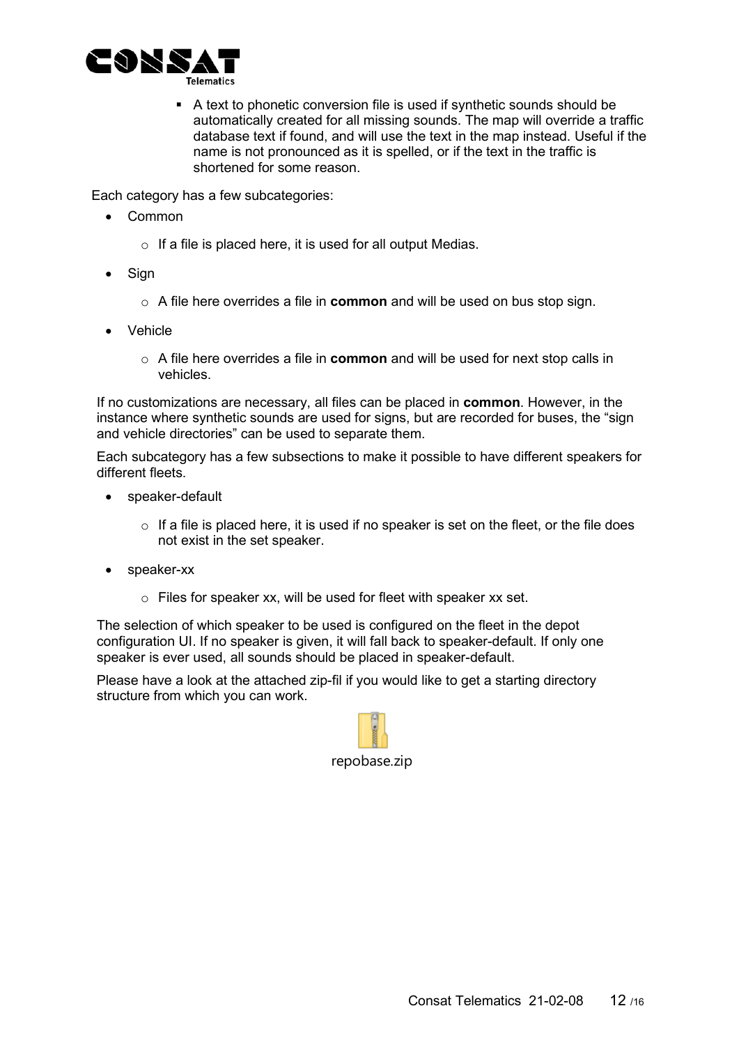- A text to phonetic conversion file is used if synthetic sounds should be automatically created for all missing sounds. The map will override a traffic database text if found, and will use the text in the map instead. Useful if the name is not pronounced as it is spelled, or if the text in the traffic is shortened for some reason.

Each category has a few subcategories:

- Common
  - If a file is placed here, it is used for all output Medias.
- Sign
  - A file here overrides a file in **common** and will be used on bus stop sign.
- Vehicle
  - A file here overrides a file in **common** and will be used for next stop calls in vehicles.

If no customizations are necessary, all files can be placed in **common**. However, in the instance where synthetic sounds are used for signs, but are recorded for buses, the "sign and vehicle directories" can be used to separate them.

Each subcategory has a few subsections to make it possible to have different speakers for different fleets.

- speaker-default
  - If a file is placed here, it is used if no speaker is set on the fleet, or the file does not exist in the set speaker.
- speaker-xx
  - Files for speaker xx, will be used for fleet with speaker xx set.

The selection of which speaker to be used is configured on the fleet in the depot configuration UI. If no speaker is given, it will fall back to speaker-default. If only one speaker is ever used, all sounds should be placed in speaker-default.

Please have a look at the attached zip-fil if you would like to get a starting directory structure from which you can work.

repobase.zip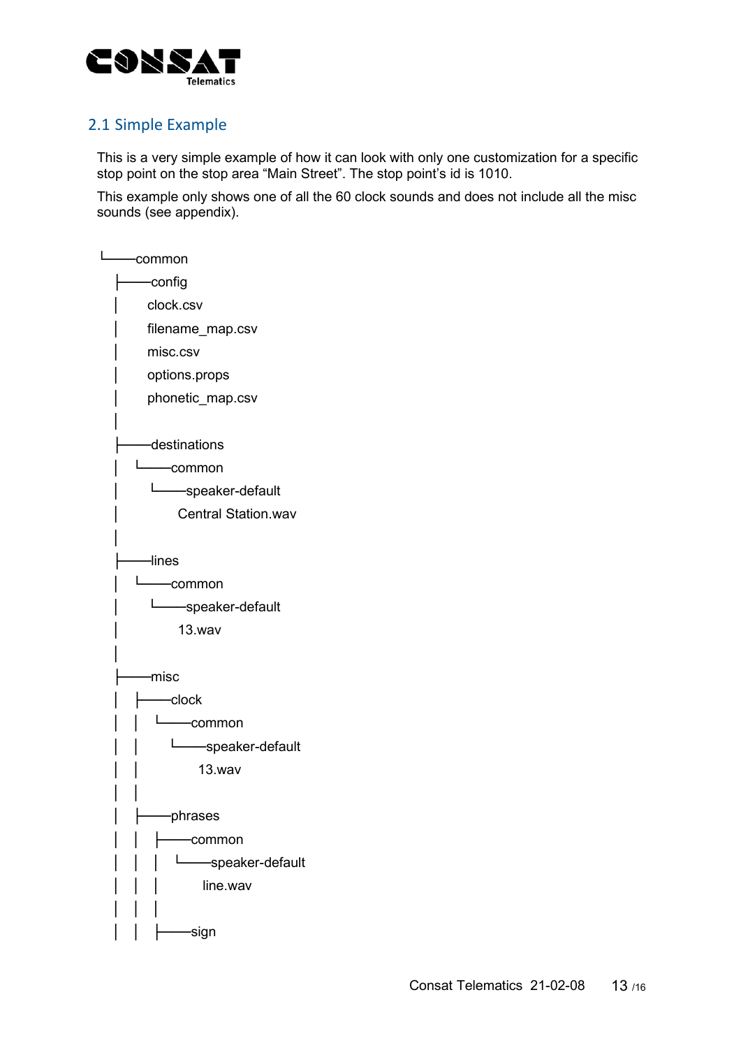## 2.1 Simple Example

This is a very simple example of how it can look with only one customization for a specific stop point on the stop area “Main Street”. The stop point’s id is 1010.

This example only shows one of all the 60 clock sounds and does not include all the misc sounds (see appendix).

```
└───common
    ├───config
    │       clock.csv
    │       filename_map.csv
    │       misc.csv
    │       options.props
    │       phonetic_map.csv
    │
    ├───destinations
    │   └───common
    │       └───speaker-default
    │               Central Station.wav
    │
    ├───lines
    │   └───common
    │       └───speaker-default
    │               13.wav
    │
    ├───misc
    │   ├───clock
    │   │   └───common
    │   │       └───speaker-default
    │   │               13.wav
    │   │
    │   ├───phrases
    │   │   ├───common
    │   │   │   └───speaker-default
    │   │   │           line.wav
    │   │   │
    │   │   ├───sign
```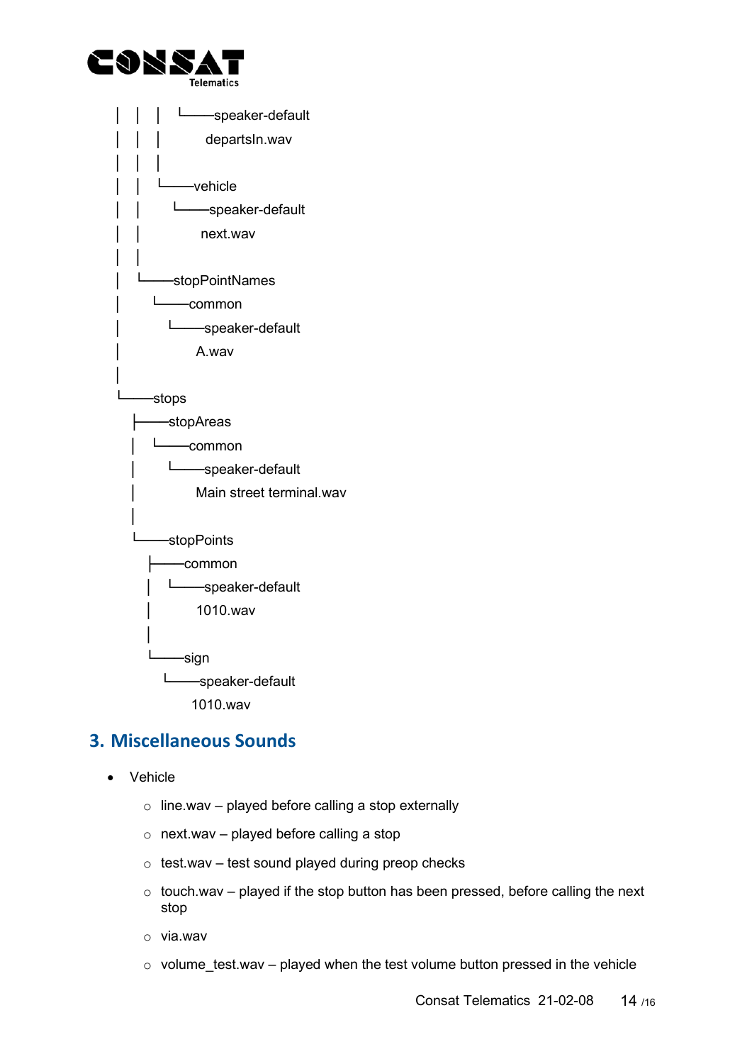```
│   │   │   └───speaker-default
│   │   │           departsIn.wav
│   │   │
│   │   └───vehicle
│   │       └───speaker-default
│   │               next.wav
│   │
│   └───stopPointNames
│       └───common
│           └───speaker-default
│                   A.wav
│
└───stops
    ├───stopAreas
    │   └───common
    │       └───speaker-default
    │               Main street terminal.wav
    │
    └───stopPoints
        ├───common
        │   └───speaker-default
        │           1010.wav
        │
        └───sign
            └───speaker-default
                    1010.wav
```

## 3. Miscellaneous Sounds

- Vehicle
  - line.wav – played before calling a stop externally
  - next.wav – played before calling a stop
  - test.wav – test sound played during preop checks
  - touch.wav – played if the stop button has been pressed, before calling the next stop
  - via.wav
  - volume_test.wav – played when the test volume button pressed in the vehicle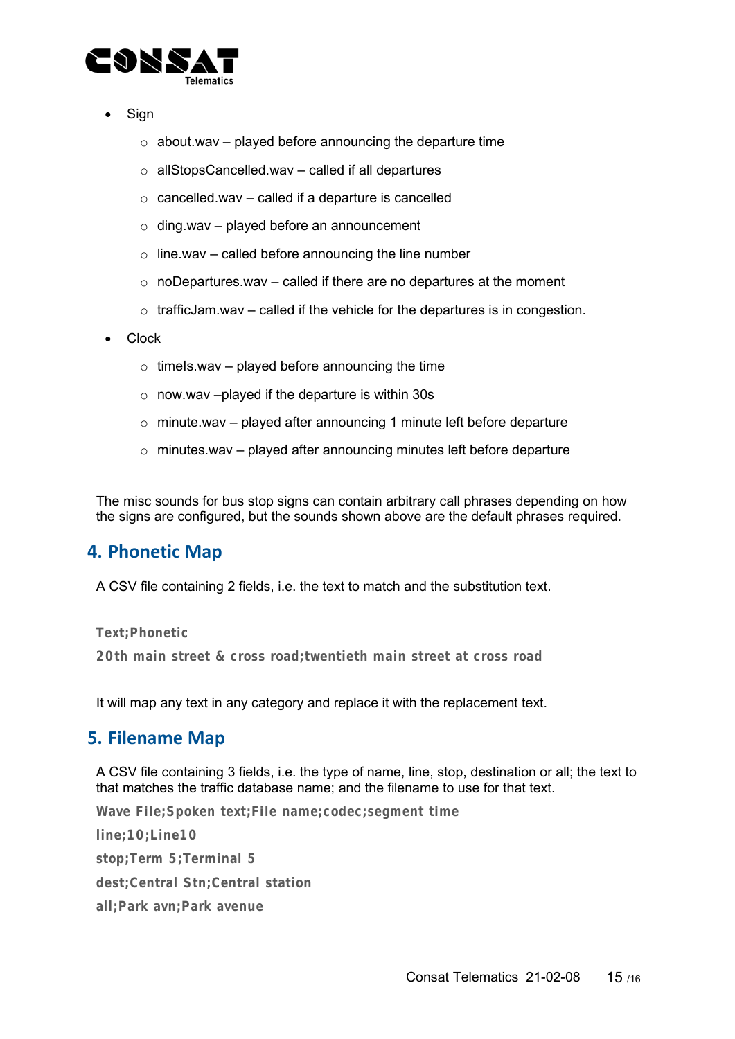- Sign
    - about.wav – played before announcing the departure time
    - allStopsCancelled.wav – called if all departures
    - cancelled.wav – called if a departure is cancelled
    - ding.wav – played before an announcement
    - line.wav – called before announcing the line number
    - noDepartures.wav – called if there are no departures at the moment
    - trafficJam.wav – called if the vehicle for the departures is in congestion.
- Clock
    - timeIs.wav – played before announcing the time
    - now.wav –played if the departure is within 30s
    - minute.wav – played after announcing 1 minute left before departure
    - minutes.wav – played after announcing minutes left before departure

The misc sounds for bus stop signs can contain arbitrary call phrases depending on how the signs are configured, but the sounds shown above are the default phrases required.

## 4. Phonetic Map

A CSV file containing 2 fields, i.e. the text to match and the substitution text.

```
Text;Phonetic
20th main street & cross road;twentieth main street at cross road
```

It will map any text in any category and replace it with the replacement text.

## 5. Filename Map

A CSV file containing 3 fields, i.e. the type of name, line, stop, destination or all; the text to that matches the traffic database name; and the filename to use for that text.

```
Wave File;Spoken text;File name;codec;segment time
line;10;Line10
stop;Term 5;Terminal 5
dest;Central Stn;Central station
all;Park avn;Park avenue
```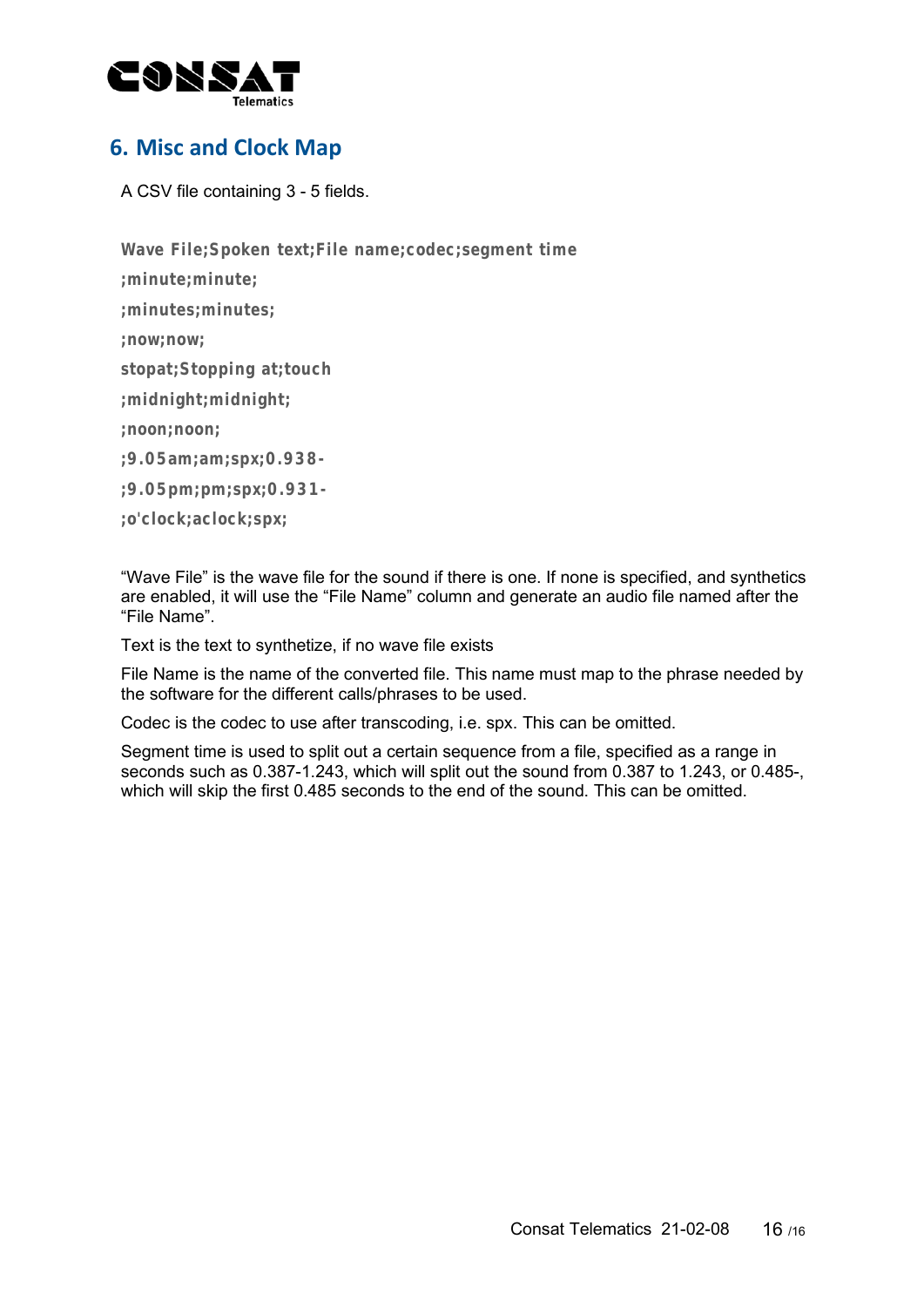## 6. Misc and Clock Map

A CSV file containing 3 - 5 fields.

```
Wave File;Spoken text;File name;codec;segment time
;minute;minute;
;minutes;minutes;
;now;now;
stopat;Stopping at;touch
;midnight;midnight;
;noon;noon;
;9.05am;am;spx;0.938-
;9.05pm;pm;spx;0.931-
;o'clock;aclock;spx;
```

"Wave File" is the wave file for the sound if there is one. If none is specified, and synthetics are enabled, it will use the "File Name" column and generate an audio file named after the "File Name".

Text is the text to synthetize, if no wave file exists

File Name is the name of the converted file. This name must map to the phrase needed by the software for the different calls/phrases to be used.

Codec is the codec to use after transcoding, i.e. spx. This can be omitted.

Segment time is used to split out a certain sequence from a file, specified as a range in seconds such as 0.387-1.243, which will split out the sound from 0.387 to 1.243, or 0.485-, which will skip the first 0.485 seconds to the end of the sound. This can be omitted.